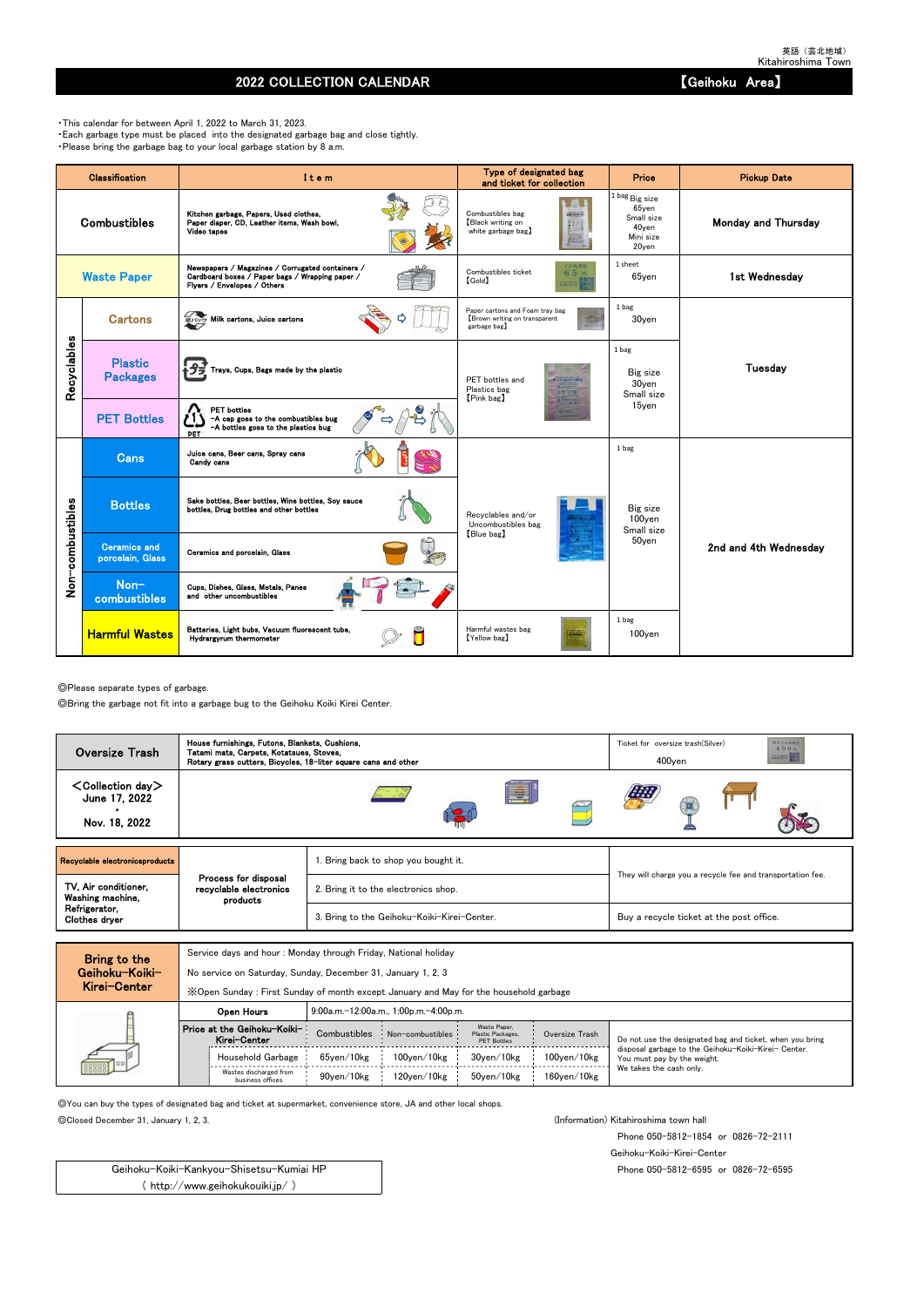英語（芸北地域）
Kitahiroshima Town

# 2022 COLLECTION CALENDAR 【Geihoku Area】

・This calendar for between April 1, 2022 to March 31, 2023.
・Each garbage type must be placed into the designated garbage bag and close tightly.
・Please bring the garbage bag to your local garbage station by 8 a.m.

| Classification | | Item | Type of designated bag and ticket for collection | Price | Pickup Date |
|---|---|---|---|---|---|
| Combustibles | | Kitchen garbage, Papers, Used clothes, Paper diaper, CD, Leather items, Wash bowl, Video tapes | Combustibles bag 【Black writing on white garbage bag】 | 1 bag Big size 65yen Small size 40yen Mini size 20yen | Monday and Thursday |
| Waste Paper | | Newspapers / Magazines / Corrugated containers / Cardboard boxes / Paper bags / Wrapping paper / Flyers / Envelopes / Others | Combustibles ticket 【Gold】 | 1 sheet 65yen | 1st Wednesday |
| Recyclables | Cartons | Milk cartons, Juice cartons | Paper cartons and Foam tray bag 【Brown writing on transparent garbage bag】 | 1 bag 30yen | Tuesday |
| | Plastic Packages | Trays, Cups, Bags made by the plastic | PET bottles and Plastics bag 【Pink bag】 | 1 bag Big size 30yen Small size 15yen | |
| | PET Bottles | PET bottles -A cap goes to the combustibles bug -A bottles goes to the plastics bug | | | |
| Non-combustibles | Cans | Juice cans, Beer cans, Spray cans Candy cans | Recyclables and/or Uncombustibles bag 【Blue bag】 | 1 bag Big size 100yen Small size 50yen | 2nd and 4th Wednesday |
| | Bottles | Sake bottles, Beer bottles, Wine bottles, Soy sauce bottles, Drug bottles and other bottles | | | |
| | Ceramics and porcelain, Glass | Ceramics and porcelain, Glass | | | |
| | Non-combustibles | Cups, Dishes, Glass, Metals, Panes and other uncombustibles | | | |
| | Harmful Wastes | Batteries, Light bubs, Vacuum fluorescent tube, Hydrargyrum thermometer | Harmful wastes bag 【Yellow bag】 | 1 bag 100yen | |

◎Please separate types of garbage.
◎Bring the garbage not fit into a garbage bug to the Geihoku Koiki Kirei Center.

| Oversize Trash | House furnishings, Futons, Blankets, Cushions, Tatami mats, Carpets, Kotatsues, Stoves, Rotary grass cutters, Bicycles, 18-liter square cans and other | Ticket for oversize trash(Silver) 400yen |
|---|---|---|
| <Collection day> June 17, 2022 ・ Nov. 18, 2022 | | |

| Recyclable electronicsproducts | Process for disposal recyclable electronics products | | |
|---|---|---|---|
| TV, Air conditioner, Washing machine, Refrigerator, Clothes dryer | | 1. Bring back to shop you bought it. | They will charge you a recycle fee and transportation fee. |
| | | 2. Bring it to the electronics shop. | |
| | | 3. Bring to the Geihoku-Koiki-Kirei-Center. | Buy a recycle ticket at the post office. |

**Bring to the Geihoku-Koiki-Kirei-Center**

Service days and hour : Monday through Friday, National holiday
No service on Saturday, Sunday, December 31, January 1, 2, 3
※Open Sunday : First Sunday of month except January and May for the household garbage

Open Hours: 9:00a.m.-12:00a.m., 1:00p.m.-4:00p.m.

| Price at the Geihoku-Koiki-Kirei-Center | Combustibles | Non-combustibles | Waste Paper, Plastic Packages, PET Bottles | Oversize Trash |
|---|---|---|---|---|
| Household Garbage | 65yen/10kg | 100yen/10kg | 30yen/10kg | 100yen/10kg |
| Wastes discharged from business offices | 90yen/10kg | 120yen/10kg | 50yen/10kg | 160yen/10kg |

Do not use the designated bag and ticket, when you bring disposal garbage to the Geihoku-Koiki-Kirei- Center. You must pay by the weight. We takes the cash only.

◎You can buy the types of designated bag and ticket at supermarket, convenience store, JA and other local shops.
◎Closed December 31, January 1, 2, 3.

(Information) Kitahiroshima town hall
Phone 050-5812-1854 or 0826-72-2111
Geihoku-Koiki-Kirei-Center
Phone 050-5812-6595 or 0826-72-6595

Geihoku-Koiki-Kankyou-Shisetsu-Kumiai HP
( http://www.geihokukouiki.jp/ )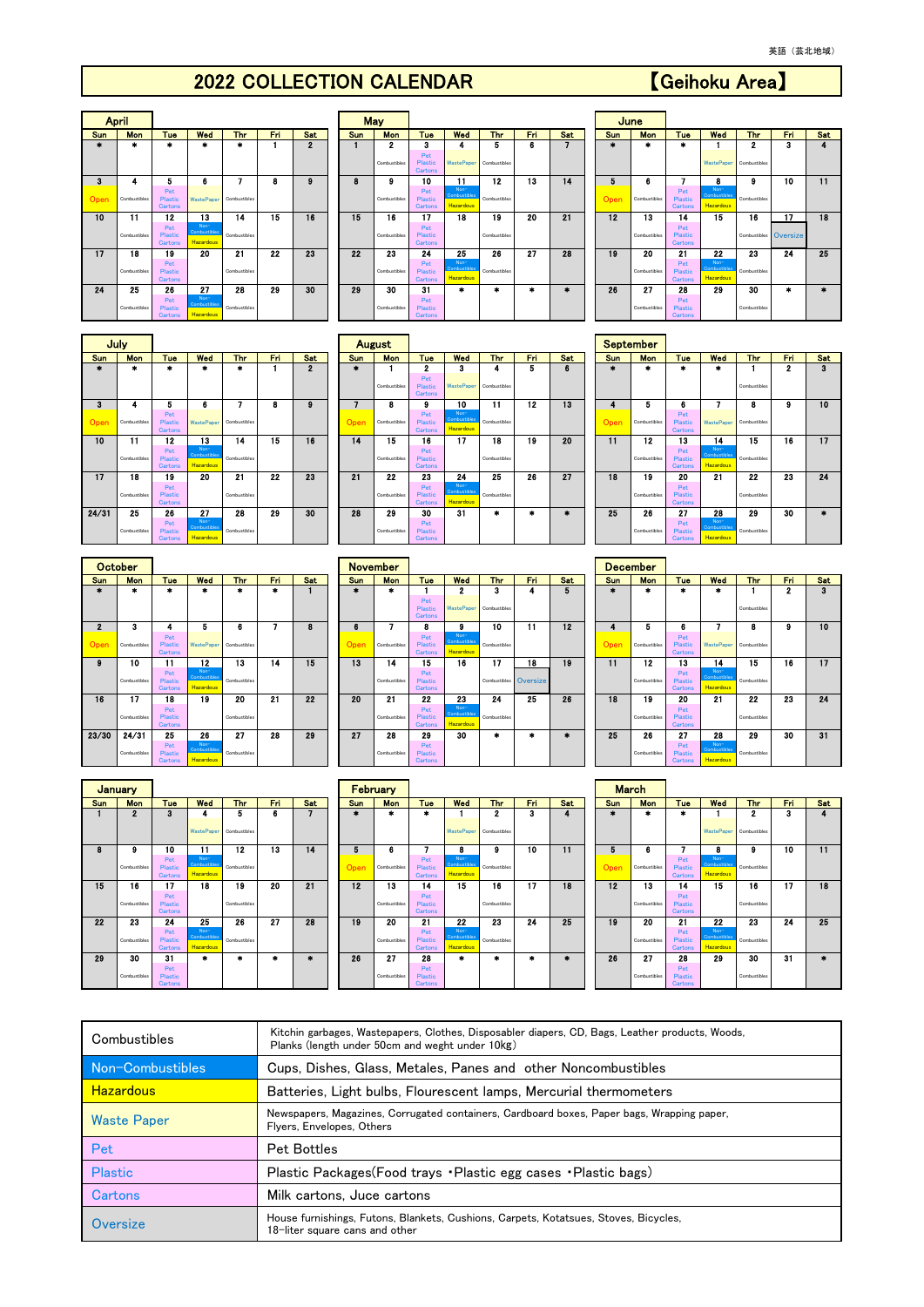# 2022 COLLECTION CALENDAR 【Geihoku Area】

## April

| Sun | Mon | Tue | Wed | Thr | Fri | Sat |
|---|---|---|---|---|---|---|
| * | * | * | * | * | 1 | 2 |
| 3 Open | 4 Combustibles | 5 Pet Plastic Cartons | 6 WastePaper | 7 Combustibles | 8 | 9 |
| 10 | 11 Combustibles | 12 Pet Plastic Cartons | 13 Non-Combustibles Hazardous | 14 Combustibles | 15 | 16 |
| 17 | 18 Combustibles | 19 Pet Plastic Cartons | 20 | 21 Combustibles | 22 | 23 |
| 24 | 25 Combustibles | 26 Pet Plastic Cartons | 27 Non-Combustibles Hazardous | 28 Combustibles | 29 | 30 |

## May

| Sun | Mon | Tue | Wed | Thr | Fri | Sat |
|---|---|---|---|---|---|---|
| 1 | 2 Combustibles | 3 Pet Plastic Cartons | 4 WastePaper | 5 Combustibles | 6 | 7 |
| 8 | 9 Combustibles | 10 Pet Plastic Cartons | 11 Non-Combustibles Hazardous | 12 Combustibles | 13 | 14 |
| 15 | 16 Combustibles | 17 Pet Plastic Cartons | 18 | 19 Combustibles | 20 | 21 |
| 22 | 23 Combustibles | 24 Pet Plastic Cartons | 25 Non-Combustibles Hazardous | 26 Combustibles | 27 | 28 |
| 29 | 30 Combustibles | 31 Pet Plastic Cartons | * | * | * | * |

## June

| Sun | Mon | Tue | Wed | Thr | Fri | Sat |
|---|---|---|---|---|---|---|
| * | * | * | 1 WastePaper | 2 Combustibles | 3 | 4 |
| 5 Open | 6 Combustibles | 7 Pet Plastic Cartons | 8 Non-Combustibles Hazardous | 9 Combustibles | 10 | 11 |
| 12 | 13 Combustibles | 14 Pet Plastic Cartons | 15 | 16 Combustibles | 17 Oversize | 18 |
| 19 | 20 Combustibles | 21 Pet Plastic Cartons | 22 Non-Combustibles Hazardous | 23 Combustibles | 24 | 25 |
| 26 | 27 Combustibles | 28 Pet Plastic Cartons | 29 | 30 Combustibles | * | * |

## July

| Sun | Mon | Tue | Wed | Thr | Fri | Sat |
|---|---|---|---|---|---|---|
| * | * | * | * | * | 1 | 2 |
| 3 Open | 4 Combustibles | 5 Pet Plastic Cartons | 6 WastePaper | 7 Combustibles | 8 | 9 |
| 10 | 11 Combustibles | 12 Pet Plastic Cartons | 13 Non-Combustibles Hazardous | 14 Combustibles | 15 | 16 |
| 17 | 18 Combustibles | 19 Pet Plastic Cartons | 20 | 21 Combustibles | 22 | 23 |
| 24/31 | 25 Combustibles | 26 Pet Plastic Cartons | 27 Non-Combustibles Hazardous | 28 Combustibles | 29 | 30 |

## August

| Sun | Mon | Tue | Wed | Thr | Fri | Sat |
|---|---|---|---|---|---|---|
| * | 1 Combustibles | 2 Pet Plastic Cartons | 3 WastePaper | 4 Combustibles | 5 | 6 |
| 7 Open | 8 Combustibles | 9 Pet Plastic Cartons | 10 Non-Combustibles Hazardous | 11 Combustibles | 12 | 13 |
| 14 | 15 Combustibles | 16 Pet Plastic Cartons | 17 | 18 Combustibles | 19 | 20 |
| 21 | 22 Combustibles | 23 Pet Plastic Cartons | 24 Non-Combustibles Hazardous | 25 Combustibles | 26 | 27 |
| 28 | 29 Combustibles | 30 Pet Plastic Cartons | 31 | * | * | * |

## September

| Sun | Mon | Tue | Wed | Thr | Fri | Sat |
|---|---|---|---|---|---|---|
| * | * | * | * | 1 Combustibles | 2 | 3 |
| 4 Open | 5 Combustibles | 6 Pet Plastic Cartons | 7 WastePaper | 8 Combustibles | 9 | 10 |
| 11 | 12 Combustibles | 13 Pet Plastic Cartons | 14 Non-Combustibles Hazardous | 15 Combustibles | 16 | 17 |
| 18 | 19 Combustibles | 20 Pet Plastic Cartons | 21 | 22 Combustibles | 23 | 24 |
| 25 | 26 Combustibles | 27 Pet Plastic Cartons | 28 Non-Combustibles Hazardous | 29 Combustibles | 30 | * |

## October

| Sun | Mon | Tue | Wed | Thr | Fri | Sat |
|---|---|---|---|---|---|---|
| * | * | * | * | * | * | 1 |
| 2 Open | 3 Combustibles | 4 Pet Plastic Cartons | 5 WastePaper | 6 Combustibles | 7 | 8 |
| 9 | 10 Combustibles | 11 Pet Plastic Cartons | 12 Non-Combustibles Hazardous | 13 Combustibles | 14 | 15 |
| 16 | 17 Combustibles | 18 Pet Plastic Cartons | 19 | 20 Combustibles | 21 | 22 |
| 23/30 | 24/31 Combustibles | 25 Pet Plastic Cartons | 26 Non-Combustibles Hazardous | 27 Combustibles | 28 | 29 |

## November

| Sun | Mon | Tue | Wed | Thr | Fri | Sat |
|---|---|---|---|---|---|---|
| * | * | 1 Pet Plastic Cartons | 2 WastePaper | 3 Combustibles | 4 | 5 |
| 6 Open | 7 Combustibles | 8 Pet Plastic Cartons | 9 Non-Combustibles Hazardous | 10 Combustibles | 11 | 12 |
| 13 | 14 Combustibles | 15 Pet Plastic Cartons | 16 | 17 Combustibles | 18 Oversize | 19 |
| 20 | 21 Combustibles | 22 Pet Plastic Cartons | 23 Non-Combustibles Hazardous | 24 Combustibles | 25 | 26 |
| 27 | 28 Combustibles | 29 Pet Plastic Cartons | 30 | * | * | * |

## December

| Sun | Mon | Tue | Wed | Thr | Fri | Sat |
|---|---|---|---|---|---|---|
| * | * | * | * | 1 Combustibles | 2 | 3 |
| 4 Open | 5 Combustibles | 6 Pet Plastic Cartons | 7 WastePaper | 8 Combustibles | 9 | 10 |
| 11 | 12 Combustibles | 13 Pet Plastic Cartons | 14 Non-Combustibles Hazardous | 15 Combustibles | 16 | 17 |
| 18 | 19 Combustibles | 20 Pet Plastic Cartons | 21 | 22 Combustibles | 23 | 24 |
| 25 | 26 Combustibles | 27 Pet Plastic Cartons | 28 Non-Combustibles Hazardous | 29 Combustibles | 30 | 31 |

## January

| Sun | Mon | Tue | Wed | Thr | Fri | Sat |
|---|---|---|---|---|---|---|
| 1 | 2 | 3 | 4 WastePaper | 5 Combustibles | 6 | 7 |
| 8 | 9 Combustibles | 10 Pet Plastic Cartons | 11 Non-Combustibles Hazardous | 12 Combustibles | 13 | 14 |
| 15 | 16 Combustibles | 17 Pet Plastic Cartons | 18 | 19 Combustibles | 20 | 21 |
| 22 | 23 Combustibles | 24 Pet Plastic Cartons | 25 Non-Combustibles Hazardous | 26 Combustibles | 27 | 28 |
| 29 | 30 Combustibles | 31 Pet Plastic Cartons | * | * | * | * |

## February

| Sun | Mon | Tue | Wed | Thr | Fri | Sat |
|---|---|---|---|---|---|---|
| * | * | * | 1 WastePaper | 2 Combustibles | 3 | 4 |
| 5 Open | 6 Combustibles | 7 Pet Plastic Cartons | 8 Non-Combustibles Hazardous | 9 Combustibles | 10 | 11 |
| 12 | 13 Combustibles | 14 Pet Plastic Cartons | 15 | 16 Combustibles | 17 | 18 |
| 19 | 20 Combustibles | 21 Pet Plastic Cartons | 22 Non-Combustibles Hazardous | 23 Combustibles | 24 | 25 |
| 26 | 27 Combustibles | 28 Pet Plastic Cartons | * | * | * | * |

## March

| Sun | Mon | Tue | Wed | Thr | Fri | Sat |
|---|---|---|---|---|---|---|
| * | * | * | 1 WastePaper | 2 Combustibles | 3 | 4 |
| 5 Open | 6 Combustibles | 7 Pet Plastic Cartons | 8 Non-Combustibles Hazardous | 9 Combustibles | 10 | 11 |
| 12 | 13 Combustibles | 14 Pet Plastic Cartons | 15 | 16 Combustibles | 17 | 18 |
| 19 | 20 Combustibles | 21 Pet Plastic Cartons | 22 Non-Combustibles Hazardous | 23 Combustibles | 24 | 25 |
| 26 | 27 Combustibles | 28 Pet Plastic Cartons | 29 | 30 Combustibles | 31 | * |

| | |
|---|---|
| Combustibles | Kitchin garbages, Wastepapers, Clothes, Disposabler diapers, CD, Bags, Leather products, Woods, Planks (length under 50cm and weght under 10kg) |
| Non-Combustibles | Cups, Dishes, Glass, Metales, Panes and other Noncombustibles |
| Hazardous | Batteries, Light bulbs, Flourescent lamps, Mercurial thermometers |
| Waste Paper | Newspapers, Magazines, Corrugated containers, Cardboard boxes, Paper bags, Wrapping paper, Flyers, Envelopes, Others |
| Pet | Pet Bottles |
| Plastic | Plastic Packages(Food trays ・Plastic egg cases ・Plastic bags) |
| Cartons | Milk cartons, Juce cartons |
| Oversize | House furnishings, Futons, Blankets, Cushions, Carpets, Kotatsues, Stoves, Bicycles, 18-liter square cans and other |